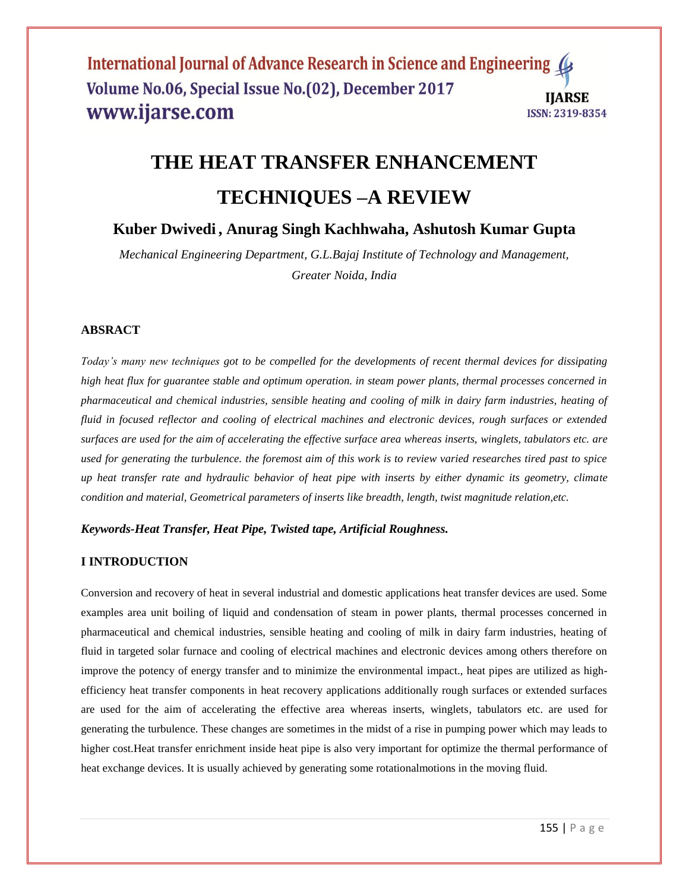# THE HEAT TRANSFER ENHANCEMENT TECHNIQUES –A REVIEW

**Kuber Dwivedi , Anurag Singh Kachhwaha, Ashutosh Kumar Gupta**

*Mechanical Engineering Department, G.L.Bajaj Institute of Technology and Management, Greater Noida, India*

## ABSRACT

*Today's many new techniques got to be compelled for the developments of recent thermal devices for dissipating high heat flux for guarantee stable and optimum operation. in steam power plants, thermal processes concerned in pharmaceutical and chemical industries, sensible heating and cooling of milk in dairy farm industries, heating of fluid in focused reflector and cooling of electrical machines and electronic devices, rough surfaces or extended surfaces are used for the aim of accelerating the effective surface area whereas inserts, winglets, tabulators etc. are used for generating the turbulence. the foremost aim of this work is to review varied researches tired past to spice up heat transfer rate and hydraulic behavior of heat pipe with inserts by either dynamic its geometry, climate condition and material, Geometrical parameters of inserts like breadth, length, twist magnitude relation,etc.*

***Keywords-Heat Transfer, Heat Pipe, Twisted tape, Artificial Roughness.***

## I INTRODUCTION

Conversion and recovery of heat in several industrial and domestic applications heat transfer devices are used. Some examples area unit boiling of liquid and condensation of steam in power plants, thermal processes concerned in pharmaceutical and chemical industries, sensible heating and cooling of milk in dairy farm industries, heating of fluid in targeted solar furnace and cooling of electrical machines and electronic devices among others therefore on improve the potency of energy transfer and to minimize the environmental impact., heat pipes are utilized as high-efficiency heat transfer components in heat recovery applications additionally rough surfaces or extended surfaces are used for the aim of accelerating the effective area whereas inserts, winglets, tabulators etc. are used for generating the turbulence. These changes are sometimes in the midst of a rise in pumping power which may leads to higher cost.Heat transfer enrichment inside heat pipe is also very important for optimize the thermal performance of heat exchange devices. It is usually achieved by generating some rotationalmotions in the moving fluid.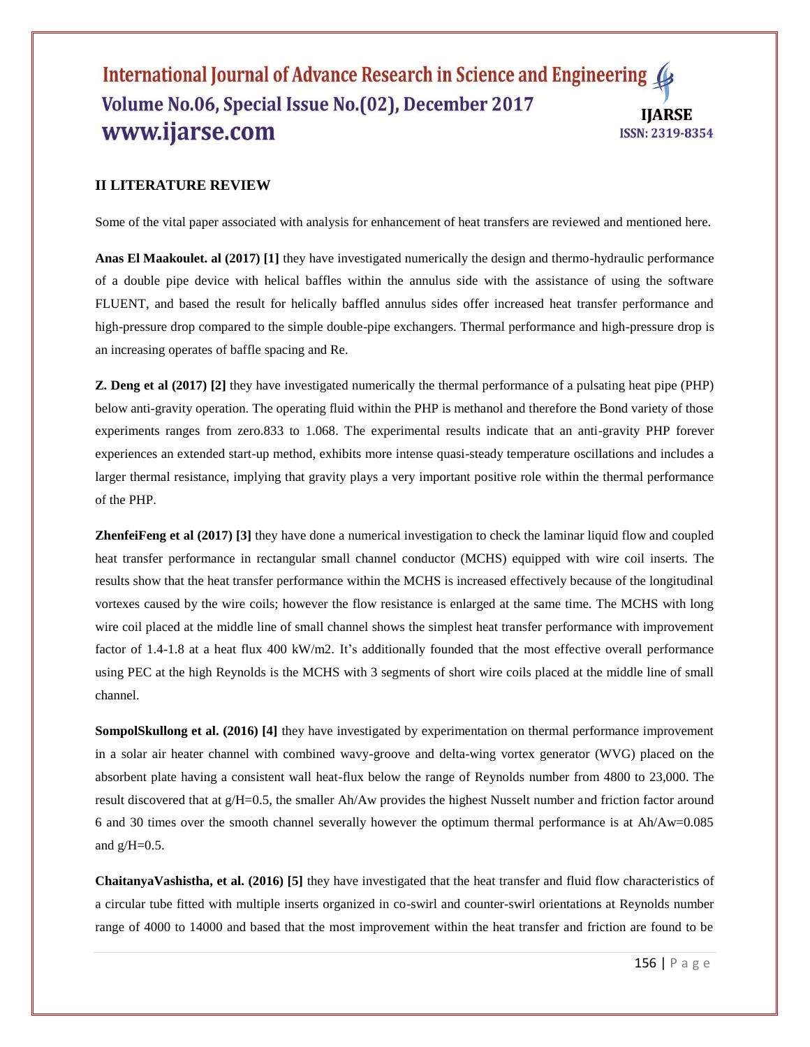## II LITERATURE REVIEW

Some of the vital paper associated with analysis for enhancement of heat transfers are reviewed and mentioned here.

**Anas El Maakoulet. al (2017) [1]** they have investigated numerically the design and thermo-hydraulic performance of a double pipe device with helical baffles within the annulus side with the assistance of using the software FLUENT, and based the result for helically baffled annulus sides offer increased heat transfer performance and high-pressure drop compared to the simple double-pipe exchangers. Thermal performance and high-pressure drop is an increasing operates of baffle spacing and Re.

**Z. Deng et al (2017) [2]** they have investigated numerically the thermal performance of a pulsating heat pipe (PHP) below anti-gravity operation. The operating fluid within the PHP is methanol and therefore the Bond variety of those experiments ranges from zero.833 to 1.068. The experimental results indicate that an anti-gravity PHP forever experiences an extended start-up method, exhibits more intense quasi-steady temperature oscillations and includes a larger thermal resistance, implying that gravity plays a very important positive role within the thermal performance of the PHP.

**ZhenfeiFeng et al (2017) [3]** they have done a numerical investigation to check the laminar liquid flow and coupled heat transfer performance in rectangular small channel conductor (MCHS) equipped with wire coil inserts. The results show that the heat transfer performance within the MCHS is increased effectively because of the longitudinal vortexes caused by the wire coils; however the flow resistance is enlarged at the same time. The MCHS with long wire coil placed at the middle line of small channel shows the simplest heat transfer performance with improvement factor of 1.4-1.8 at a heat flux 400 kW/m2. It's additionally founded that the most effective overall performance using PEC at the high Reynolds is the MCHS with 3 segments of short wire coils placed at the middle line of small channel.

**SompolSkullong et al. (2016) [4]** they have investigated by experimentation on thermal performance improvement in a solar air heater channel with combined wavy-groove and delta-wing vortex generator (WVG) placed on the absorbent plate having a consistent wall heat-flux below the range of Reynolds number from 4800 to 23,000. The result discovered that at g/H=0.5, the smaller Ah/Aw provides the highest Nusselt number and friction factor around 6 and 30 times over the smooth channel severally however the optimum thermal performance is at Ah/Aw=0.085 and g/H=0.5.

**ChaitanyaVashistha, et al. (2016) [5]** they have investigated that the heat transfer and fluid flow characteristics of a circular tube fitted with multiple inserts organized in co-swirl and counter-swirl orientations at Reynolds number range of 4000 to 14000 and based that the most improvement within the heat transfer and friction are found to be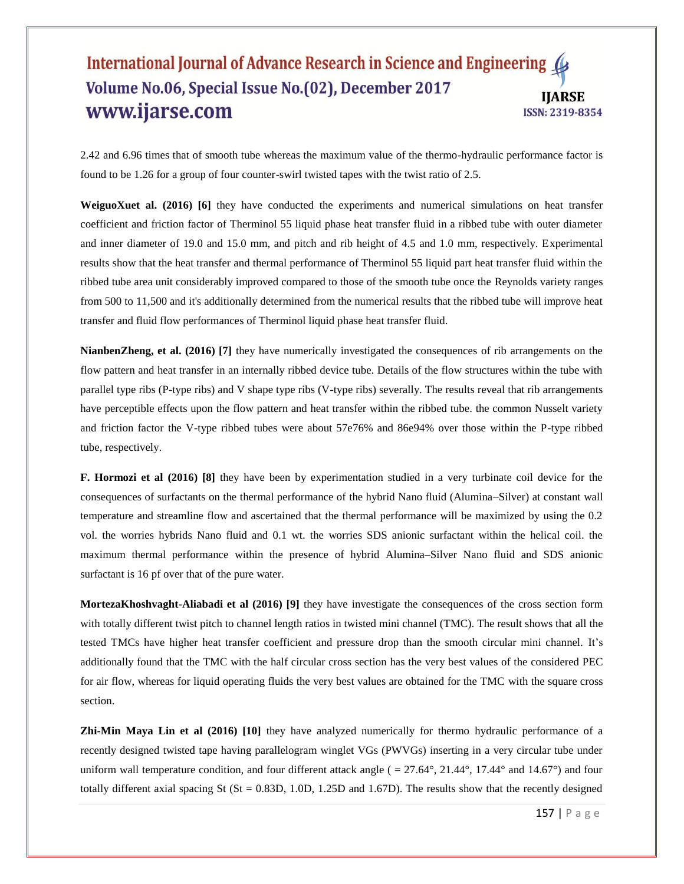2.42 and 6.96 times that of smooth tube whereas the maximum value of the thermo-hydraulic performance factor is found to be 1.26 for a group of four counter-swirl twisted tapes with the twist ratio of 2.5.

**WeiguoXuet al. (2016) [6]** they have conducted the experiments and numerical simulations on heat transfer coefficient and friction factor of Therminol 55 liquid phase heat transfer fluid in a ribbed tube with outer diameter and inner diameter of 19.0 and 15.0 mm, and pitch and rib height of 4.5 and 1.0 mm, respectively. Experimental results show that the heat transfer and thermal performance of Therminol 55 liquid part heat transfer fluid within the ribbed tube area unit considerably improved compared to those of the smooth tube once the Reynolds variety ranges from 500 to 11,500 and it's additionally determined from the numerical results that the ribbed tube will improve heat transfer and fluid flow performances of Therminol liquid phase heat transfer fluid.

**NianbenZheng, et al. (2016) [7]** they have numerically investigated the consequences of rib arrangements on the flow pattern and heat transfer in an internally ribbed device tube. Details of the flow structures within the tube with parallel type ribs (P-type ribs) and V shape type ribs (V-type ribs) severally. The results reveal that rib arrangements have perceptible effects upon the flow pattern and heat transfer within the ribbed tube. the common Nusselt variety and friction factor the V-type ribbed tubes were about 57e76% and 86e94% over those within the P-type ribbed tube, respectively.

**F. Hormozi et al (2016) [8]** they have been by experimentation studied in a very turbinate coil device for the consequences of surfactants on the thermal performance of the hybrid Nano fluid (Alumina–Silver) at constant wall temperature and streamline flow and ascertained that the thermal performance will be maximized by using the 0.2 vol. the worries hybrids Nano fluid and 0.1 wt. the worries SDS anionic surfactant within the helical coil. the maximum thermal performance within the presence of hybrid Alumina–Silver Nano fluid and SDS anionic surfactant is 16 pf over that of the pure water.

**MortezaKhoshvaght-Aliabadi et al (2016) [9]** they have investigate the consequences of the cross section form with totally different twist pitch to channel length ratios in twisted mini channel (TMC). The result shows that all the tested TMCs have higher heat transfer coefficient and pressure drop than the smooth circular mini channel. It's additionally found that the TMC with the half circular cross section has the very best values of the considered PEC for air flow, whereas for liquid operating fluids the very best values are obtained for the TMC with the square cross section.

**Zhi-Min Maya Lin et al (2016) [10]** they have analyzed numerically for thermo hydraulic performance of a recently designed twisted tape having parallelogram winglet VGs (PWVGs) inserting in a very circular tube under uniform wall temperature condition, and four different attack angle ( = 27.64°, 21.44°, 17.44° and 14.67°) and four totally different axial spacing St (St = 0.83D, 1.0D, 1.25D and 1.67D). The results show that the recently designed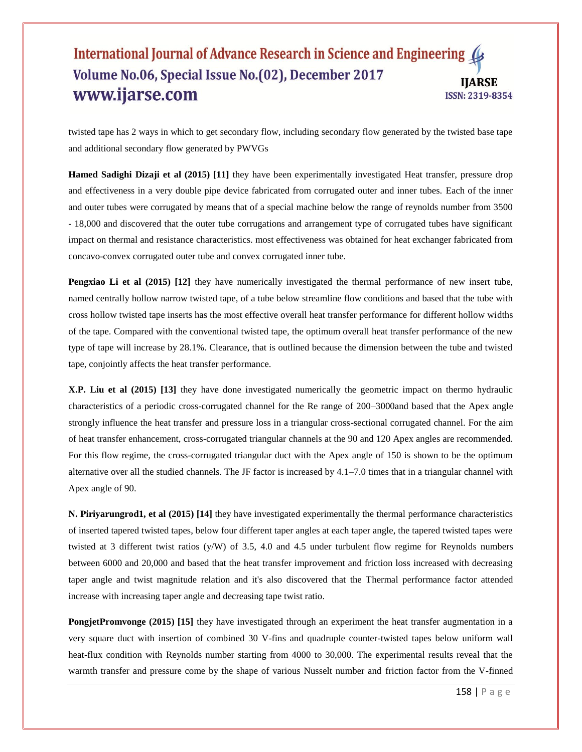twisted tape has 2 ways in which to get secondary flow, including secondary flow generated by the twisted base tape and additional secondary flow generated by PWVGs

**Hamed Sadighi Dizaji et al (2015) [11]** they have been experimentally investigated Heat transfer, pressure drop and effectiveness in a very double pipe device fabricated from corrugated outer and inner tubes. Each of the inner and outer tubes were corrugated by means that of a special machine below the range of reynolds number from 3500 - 18,000 and discovered that the outer tube corrugations and arrangement type of corrugated tubes have significant impact on thermal and resistance characteristics. most effectiveness was obtained for heat exchanger fabricated from concavo-convex corrugated outer tube and convex corrugated inner tube.

**Pengxiao Li et al (2015) [12]** they have numerically investigated the thermal performance of new insert tube, named centrally hollow narrow twisted tape, of a tube below streamline flow conditions and based that the tube with cross hollow twisted tape inserts has the most effective overall heat transfer performance for different hollow widths of the tape. Compared with the conventional twisted tape, the optimum overall heat transfer performance of the new type of tape will increase by 28.1%. Clearance, that is outlined because the dimension between the tube and twisted tape, conjointly affects the heat transfer performance.

**X.P. Liu et al (2015) [13]** they have done investigated numerically the geometric impact on thermo hydraulic characteristics of a periodic cross-corrugated channel for the Re range of 200–3000and based that the Apex angle strongly influence the heat transfer and pressure loss in a triangular cross-sectional corrugated channel. For the aim of heat transfer enhancement, cross-corrugated triangular channels at the 90 and 120 Apex angles are recommended. For this flow regime, the cross-corrugated triangular duct with the Apex angle of 150 is shown to be the optimum alternative over all the studied channels. The JF factor is increased by 4.1–7.0 times that in a triangular channel with Apex angle of 90.

**N. Piriyarungrod1, et al (2015) [14]** they have investigated experimentally the thermal performance characteristics of inserted tapered twisted tapes, below four different taper angles at each taper angle, the tapered twisted tapes were twisted at 3 different twist ratios (y/W) of 3.5, 4.0 and 4.5 under turbulent flow regime for Reynolds numbers between 6000 and 20,000 and based that the heat transfer improvement and friction loss increased with decreasing taper angle and twist magnitude relation and it's also discovered that the Thermal performance factor attended increase with increasing taper angle and decreasing tape twist ratio.

**PongjetPromvonge (2015) [15]** they have investigated through an experiment the heat transfer augmentation in a very square duct with insertion of combined 30 V-fins and quadruple counter-twisted tapes below uniform wall heat-flux condition with Reynolds number starting from 4000 to 30,000. The experimental results reveal that the warmth transfer and pressure come by the shape of various Nusselt number and friction factor from the V-finned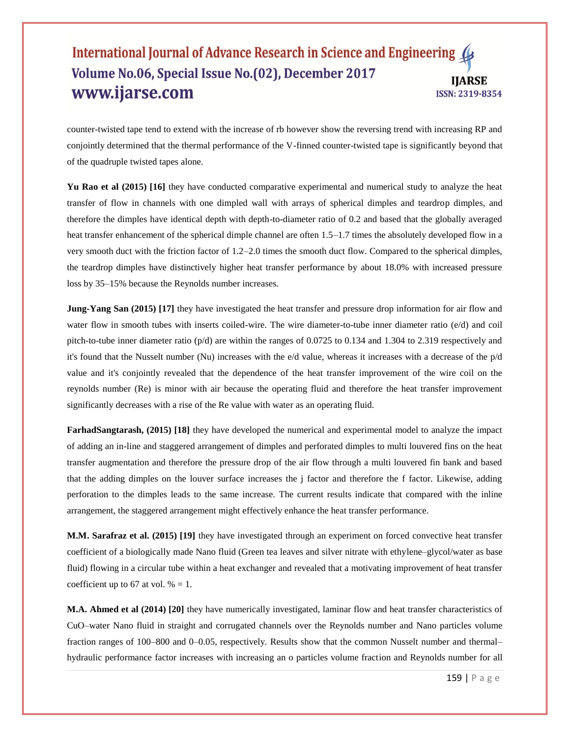counter-twisted tape tend to extend with the increase of rb however show the reversing trend with increasing RP and conjointly determined that the thermal performance of the V-finned counter-twisted tape is significantly beyond that of the quadruple twisted tapes alone.

**Yu Rao et al (2015) [16]** they have conducted comparative experimental and numerical study to analyze the heat transfer of flow in channels with one dimpled wall with arrays of spherical dimples and teardrop dimples, and therefore the dimples have identical depth with depth-to-diameter ratio of 0.2 and based that the globally averaged heat transfer enhancement of the spherical dimple channel are often 1.5–1.7 times the absolutely developed flow in a very smooth duct with the friction factor of 1.2–2.0 times the smooth duct flow. Compared to the spherical dimples, the teardrop dimples have distinctively higher heat transfer performance by about 18.0% with increased pressure loss by 35–15% because the Reynolds number increases.

**Jung-Yang San (2015) [17]** they have investigated the heat transfer and pressure drop information for air flow and water flow in smooth tubes with inserts coiled-wire. The wire diameter-to-tube inner diameter ratio (e/d) and coil pitch-to-tube inner diameter ratio (p/d) are within the ranges of 0.0725 to 0.134 and 1.304 to 2.319 respectively and it's found that the Nusselt number (Nu) increases with the e/d value, whereas it increases with a decrease of the p/d value and it's conjointly revealed that the dependence of the heat transfer improvement of the wire coil on the reynolds number (Re) is minor with air because the operating fluid and therefore the heat transfer improvement significantly decreases with a rise of the Re value with water as an operating fluid.

**FarhadSangtarash, (2015) [18]** they have developed the numerical and experimental model to analyze the impact of adding an in-line and staggered arrangement of dimples and perforated dimples to multi louvered fins on the heat transfer augmentation and therefore the pressure drop of the air flow through a multi louvered fin bank and based that the adding dimples on the louver surface increases the j factor and therefore the f factor. Likewise, adding perforation to the dimples leads to the same increase. The current results indicate that compared with the inline arrangement, the staggered arrangement might effectively enhance the heat transfer performance.

**M.M. Sarafraz et al. (2015) [19]** they have investigated through an experiment on forced convective heat transfer coefficient of a biologically made Nano fluid (Green tea leaves and silver nitrate with ethylene–glycol/water as base fluid) flowing in a circular tube within a heat exchanger and revealed that a motivating improvement of heat transfer coefficient up to 67 at vol. % = 1.

**M.A. Ahmed et al (2014) [20]** they have numerically investigated, laminar flow and heat transfer characteristics of CuO–water Nano fluid in straight and corrugated channels over the Reynolds number and Nano particles volume fraction ranges of 100–800 and 0–0.05, respectively. Results show that the common Nusselt number and thermal–hydraulic performance factor increases with increasing an o particles volume fraction and Reynolds number for all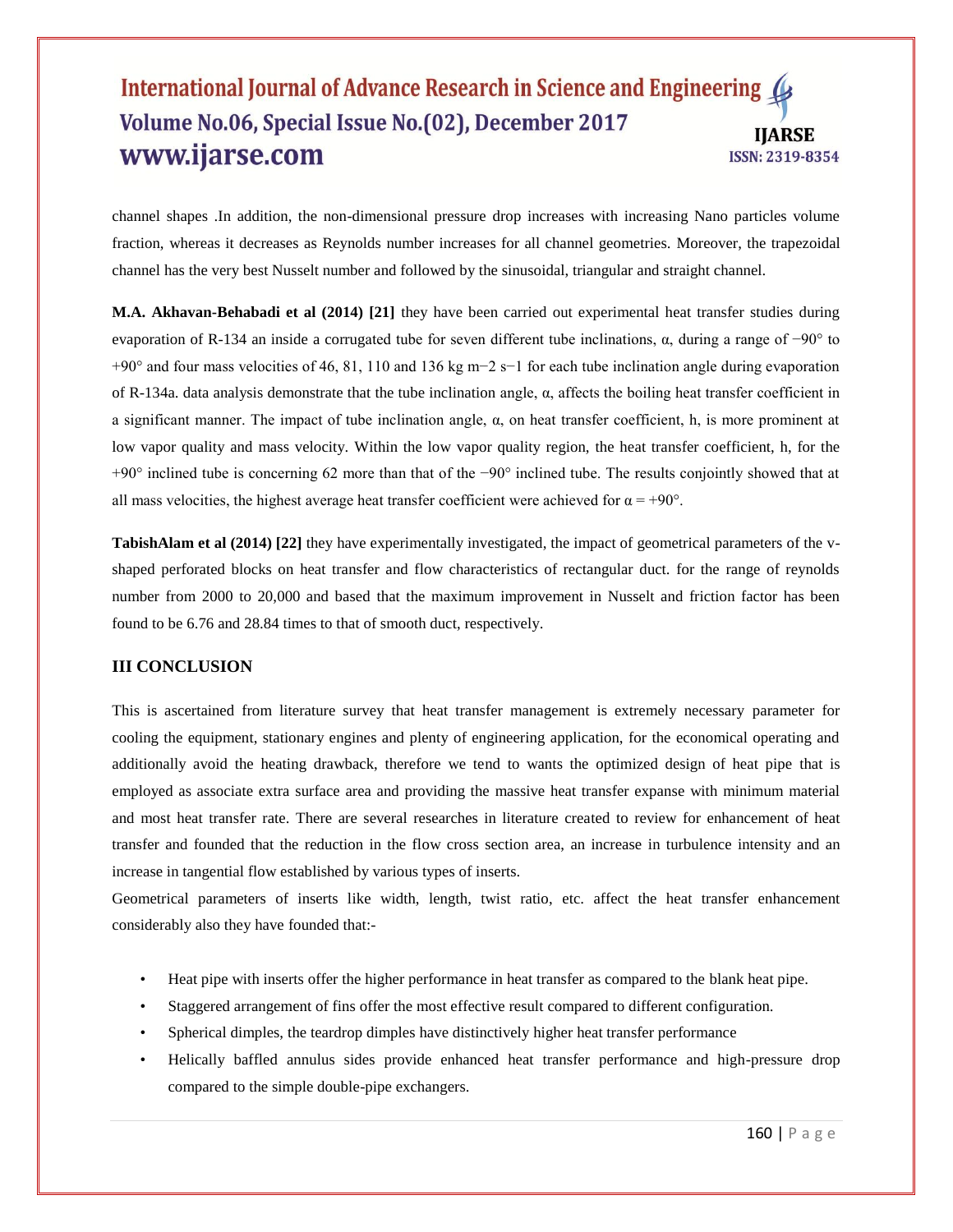channel shapes .In addition, the non-dimensional pressure drop increases with increasing Nano particles volume fraction, whereas it decreases as Reynolds number increases for all channel geometries. Moreover, the trapezoidal channel has the very best Nusselt number and followed by the sinusoidal, triangular and straight channel.

**M.A. Akhavan-Behabadi et al (2014) [21]** they have been carried out experimental heat transfer studies during evaporation of R-134 an inside a corrugated tube for seven different tube inclinations, α, during a range of −90° to +90° and four mass velocities of 46, 81, 110 and 136 kg $m^{-2}$ $s^{-1}$ for each tube inclination angle during evaporation of R-134a. data analysis demonstrate that the tube inclination angle, α, affects the boiling heat transfer coefficient in a significant manner. The impact of tube inclination angle, α, on heat transfer coefficient, h, is more prominent at low vapor quality and mass velocity. Within the low vapor quality region, the heat transfer coefficient, h, for the +90° inclined tube is concerning 62 more than that of the −90° inclined tube. The results conjointly showed that at all mass velocities, the highest average heat transfer coefficient were achieved for α = +90°.

**TabishAlam et al (2014) [22]** they have experimentally investigated, the impact of geometrical parameters of the v-shaped perforated blocks on heat transfer and flow characteristics of rectangular duct. for the range of reynolds number from 2000 to 20,000 and based that the maximum improvement in Nusselt and friction factor has been found to be 6.76 and 28.84 times to that of smooth duct, respectively.

## III CONCLUSION

This is ascertained from literature survey that heat transfer management is extremely necessary parameter for cooling the equipment, stationary engines and plenty of engineering application, for the economical operating and additionally avoid the heating drawback, therefore we tend to wants the optimized design of heat pipe that is employed as associate extra surface area and providing the massive heat transfer expanse with minimum material and most heat transfer rate. There are several researches in literature created to review for enhancement of heat transfer and founded that the reduction in the flow cross section area, an increase in turbulence intensity and an increase in tangential flow established by various types of inserts.

Geometrical parameters of inserts like width, length, twist ratio, etc. affect the heat transfer enhancement considerably also they have founded that:-

- Heat pipe with inserts offer the higher performance in heat transfer as compared to the blank heat pipe.
- Staggered arrangement of fins offer the most effective result compared to different configuration.
- Spherical dimples, the teardrop dimples have distinctively higher heat transfer performance
- Helically baffled annulus sides provide enhanced heat transfer performance and high-pressure drop compared to the simple double-pipe exchangers.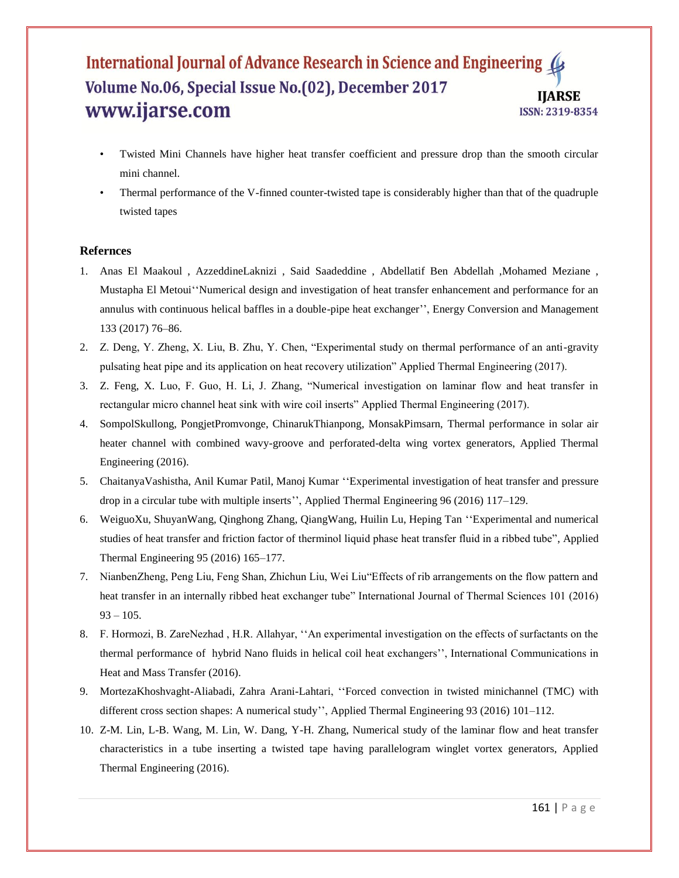- Twisted Mini Channels have higher heat transfer coefficient and pressure drop than the smooth circular mini channel.
- Thermal performance of the V-finned counter-twisted tape is considerably higher than that of the quadruple twisted tapes

### Refernces

1. Anas El Maakoul , AzzeddineLaknizi , Said Saadeddine , Abdellatif Ben Abdellah ,Mohamed Meziane , Mustapha El Metoui''Numerical design and investigation of heat transfer enhancement and performance for an annulus with continuous helical baffles in a double-pipe heat exchanger'', Energy Conversion and Management 133 (2017) 76–86.
2. Z. Deng, Y. Zheng, X. Liu, B. Zhu, Y. Chen, "Experimental study on thermal performance of an anti-gravity pulsating heat pipe and its application on heat recovery utilization" Applied Thermal Engineering (2017).
3. Z. Feng, X. Luo, F. Guo, H. Li, J. Zhang, "Numerical investigation on laminar flow and heat transfer in rectangular micro channel heat sink with wire coil inserts" Applied Thermal Engineering (2017).
4. SompolSkullong, PongjetPromvonge, ChinarukThianpong, MonsakPimsarn, Thermal performance in solar air heater channel with combined wavy-groove and perforated-delta wing vortex generators, Applied Thermal Engineering (2016).
5. ChaitanyaVashistha, Anil Kumar Patil, Manoj Kumar ''Experimental investigation of heat transfer and pressure drop in a circular tube with multiple inserts'', Applied Thermal Engineering 96 (2016) 117–129.
6. WeiguoXu, ShuyanWang, Qinghong Zhang, QiangWang, Huilin Lu, Heping Tan ''Experimental and numerical studies of heat transfer and friction factor of therminol liquid phase heat transfer fluid in a ribbed tube", Applied Thermal Engineering 95 (2016) 165–177.
7. NianbenZheng, Peng Liu, Feng Shan, Zhichun Liu, Wei Liu"Effects of rib arrangements on the flow pattern and heat transfer in an internally ribbed heat exchanger tube" International Journal of Thermal Sciences 101 (2016) 93 – 105.
8. F. Hormozi, B. ZareNezhad , H.R. Allahyar, ''An experimental investigation on the effects of surfactants on the thermal performance of hybrid Nano fluids in helical coil heat exchangers'', International Communications in Heat and Mass Transfer (2016).
9. MortezaKhoshvaght-Aliabadi, Zahra Arani-Lahtari, ''Forced convection in twisted minichannel (TMC) with different cross section shapes: A numerical study'', Applied Thermal Engineering 93 (2016) 101–112.
10. Z-M. Lin, L-B. Wang, M. Lin, W. Dang, Y-H. Zhang, Numerical study of the laminar flow and heat transfer characteristics in a tube inserting a twisted tape having parallelogram winglet vortex generators, Applied Thermal Engineering (2016).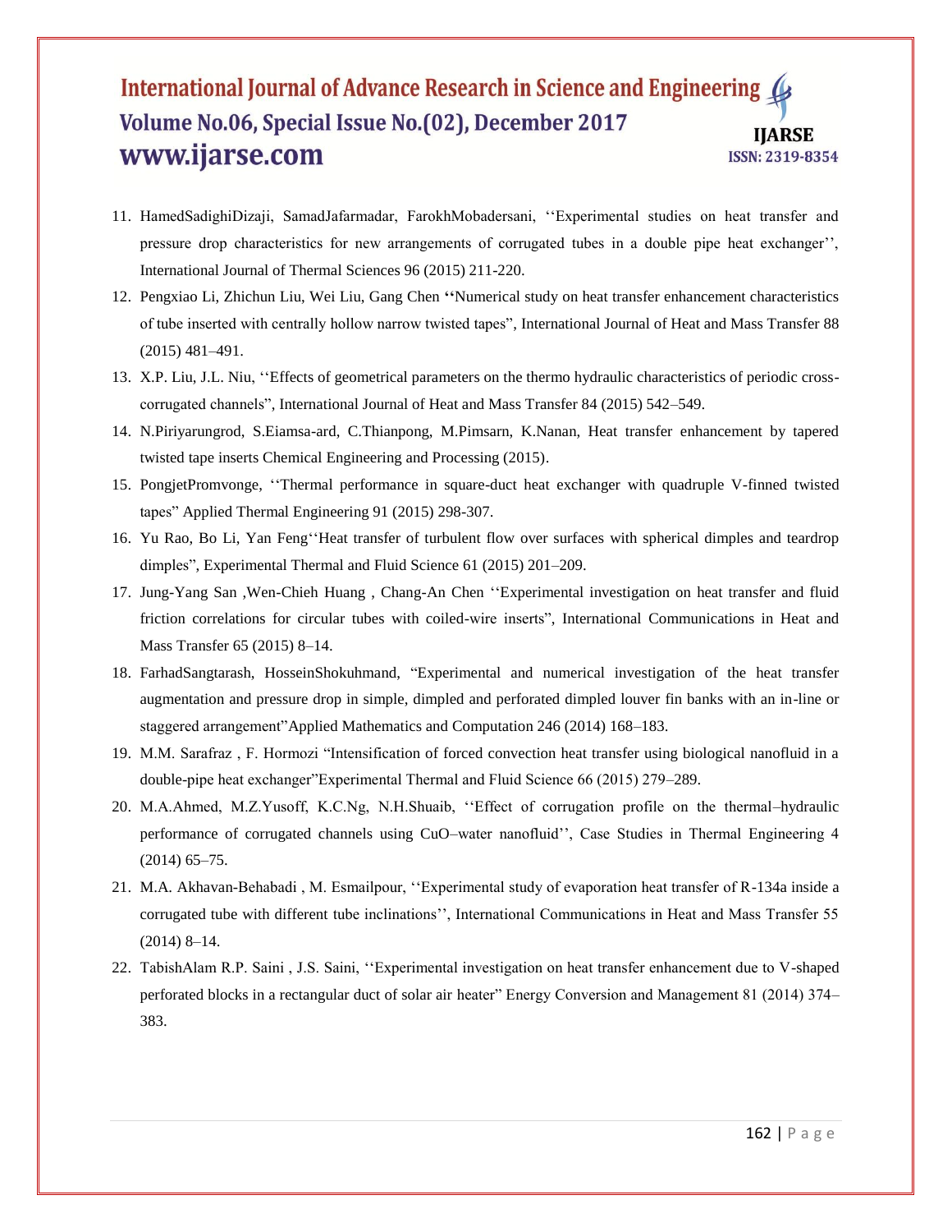11. HamedSadighiDizaji, SamadJafarmadar, FarokhMobadersani, ‘‘Experimental studies on heat transfer and pressure drop characteristics for new arrangements of corrugated tubes in a double pipe heat exchanger’’, International Journal of Thermal Sciences 96 (2015) 211-220.
12. Pengxiao Li, Zhichun Liu, Wei Liu, Gang Chen **‘‘**Numerical study on heat transfer enhancement characteristics of tube inserted with centrally hollow narrow twisted tapes”, International Journal of Heat and Mass Transfer 88 (2015) 481–491.
13. X.P. Liu, J.L. Niu, ‘‘Effects of geometrical parameters on the thermo hydraulic characteristics of periodic cross-corrugated channels”, International Journal of Heat and Mass Transfer 84 (2015) 542–549.
14. N.Piriyarungrod, S.Eiamsa-ard, C.Thianpong, M.Pimsarn, K.Nanan, Heat transfer enhancement by tapered twisted tape inserts Chemical Engineering and Processing (2015).
15. PongjetPromvonge, ‘‘Thermal performance in square-duct heat exchanger with quadruple V-finned twisted tapes” Applied Thermal Engineering 91 (2015) 298-307.
16. Yu Rao, Bo Li, Yan Feng‘‘Heat transfer of turbulent flow over surfaces with spherical dimples and teardrop dimples”, Experimental Thermal and Fluid Science 61 (2015) 201–209.
17. Jung-Yang San ,Wen-Chieh Huang , Chang-An Chen ‘‘Experimental investigation on heat transfer and fluid friction correlations for circular tubes with coiled-wire inserts”, International Communications in Heat and Mass Transfer 65 (2015) 8–14.
18. FarhadSangtarash, HosseinShokuhmand, “Experimental and numerical investigation of the heat transfer augmentation and pressure drop in simple, dimpled and perforated dimpled louver fin banks with an in-line or staggered arrangement”Applied Mathematics and Computation 246 (2014) 168–183.
19. M.M. Sarafraz , F. Hormozi “Intensification of forced convection heat transfer using biological nanofluid in a double-pipe heat exchanger”Experimental Thermal and Fluid Science 66 (2015) 279–289.
20. M.A.Ahmed, M.Z.Yusoff, K.C.Ng, N.H.Shuaib, ‘‘Effect of corrugation profile on the thermal–hydraulic performance of corrugated channels using CuO–water nanofluid’’, Case Studies in Thermal Engineering 4 (2014) 65–75.
21. M.A. Akhavan-Behabadi , M. Esmailpour, ‘‘Experimental study of evaporation heat transfer of R-134a inside a corrugated tube with different tube inclinations’’, International Communications in Heat and Mass Transfer 55 (2014) 8–14.
22. TabishAlam R.P. Saini , J.S. Saini, ‘‘Experimental investigation on heat transfer enhancement due to V-shaped perforated blocks in a rectangular duct of solar air heater” Energy Conversion and Management 81 (2014) 374–383.